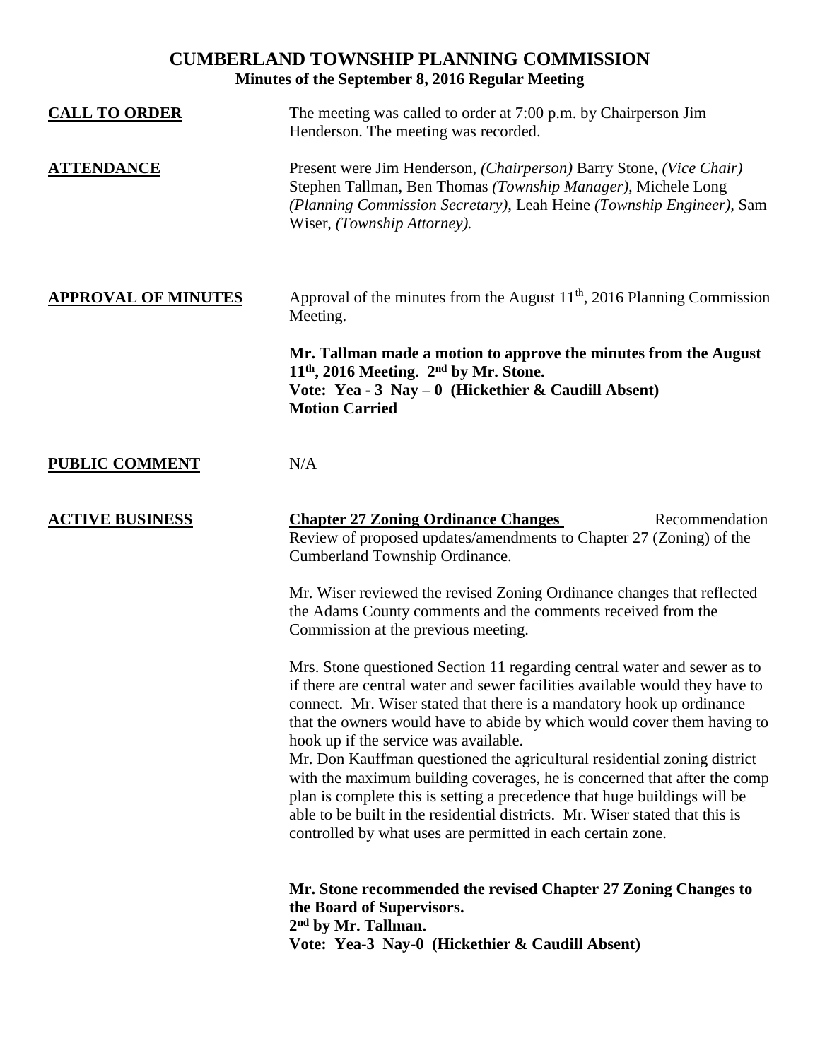# CUMBERLAND TOWNSHIP PLANNING COMMISSION

## Minutes of the September 8, 2016 Regular Meeting

**CALL TO ORDER**

The meeting was called to order at 7:00 p.m. by Chairperson Jim Henderson. The meeting was recorded.

**ATTENDANCE**

Present were Jim Henderson, *(Chairperson)* Barry Stone, *(Vice Chair)* Stephen Tallman, Ben Thomas *(Township Manager),* Michele Long *(Planning Commission Secretary)*, Leah Heine *(Township Engineer),* Sam Wiser, *(Township Attorney).*

**APPROVAL OF MINUTES**

Approval of the minutes from the August 11th, 2016 Planning Commission Meeting.

**Mr. Tallman made a motion to approve the minutes from the August 11th, 2016 Meeting. 2nd by Mr. Stone.**
**Vote: Yea - 3 Nay – 0 (Hickethier & Caudill Absent)**
**Motion Carried**

**PUBLIC COMMENT**

N/A

**ACTIVE BUSINESS**

**Chapter 27 Zoning Ordinance Changes** — Recommendation

Review of proposed updates/amendments to Chapter 27 (Zoning) of the Cumberland Township Ordinance.

Mr. Wiser reviewed the revised Zoning Ordinance changes that reflected the Adams County comments and the comments received from the Commission at the previous meeting.

Mrs. Stone questioned Section 11 regarding central water and sewer as to if there are central water and sewer facilities available would they have to connect. Mr. Wiser stated that there is a mandatory hook up ordinance that the owners would have to abide by which would cover them having to hook up if the service was available.

Mr. Don Kauffman questioned the agricultural residential zoning district with the maximum building coverages, he is concerned that after the comp plan is complete this is setting a precedence that huge buildings will be able to be built in the residential districts. Mr. Wiser stated that this is controlled by what uses are permitted in each certain zone.

**Mr. Stone recommended the revised Chapter 27 Zoning Changes to the Board of Supervisors.**
**2nd by Mr. Tallman.**
**Vote: Yea-3 Nay-0 (Hickethier & Caudill Absent)**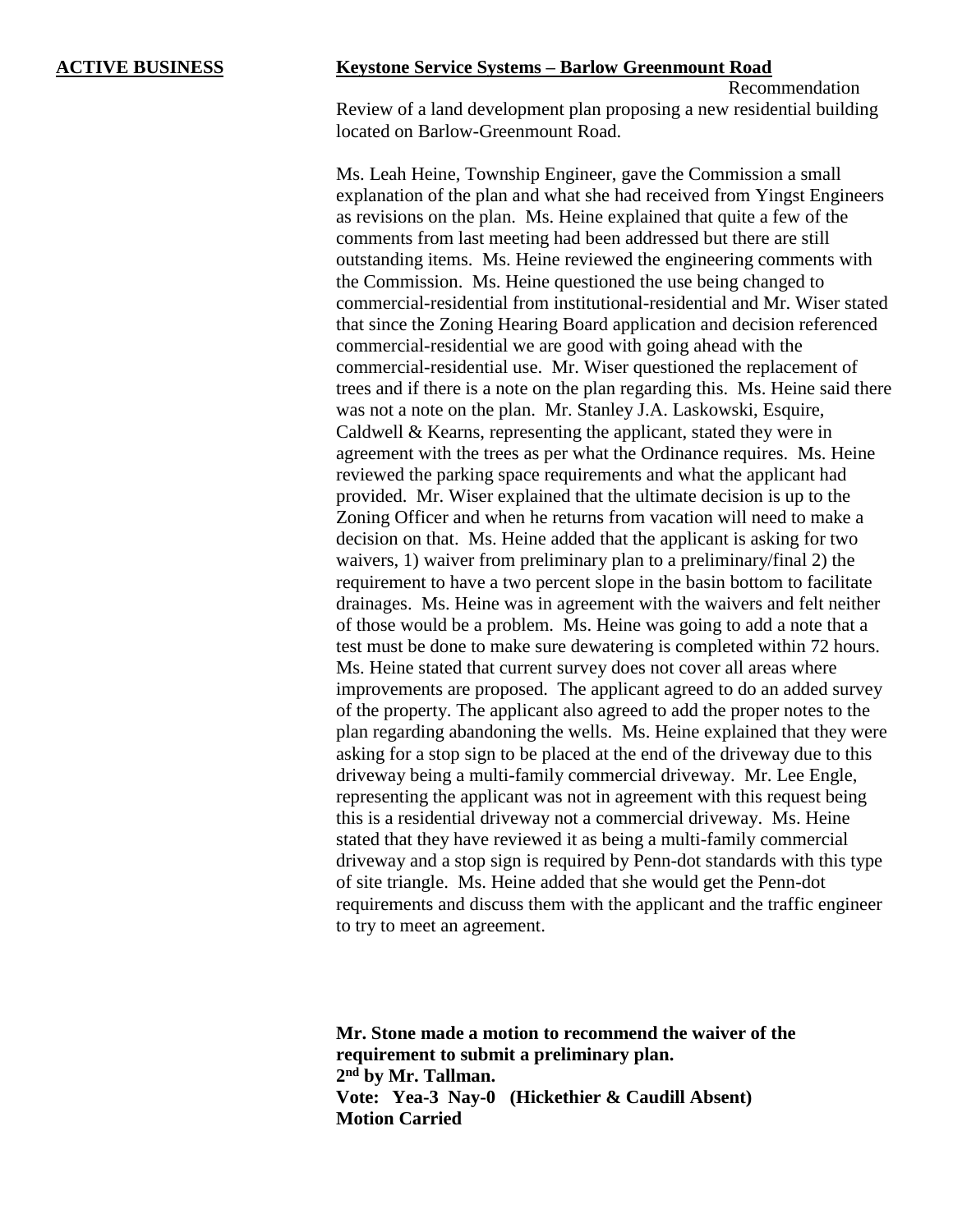**ACTIVE BUSINESS** **Keystone Service Systems – Barlow Greenmount Road**

Recommendation

Review of a land development plan proposing a new residential building located on Barlow-Greenmount Road.

Ms. Leah Heine, Township Engineer, gave the Commission a small explanation of the plan and what she had received from Yingst Engineers as revisions on the plan. Ms. Heine explained that quite a few of the comments from last meeting had been addressed but there are still outstanding items. Ms. Heine reviewed the engineering comments with the Commission. Ms. Heine questioned the use being changed to commercial-residential from institutional-residential and Mr. Wiser stated that since the Zoning Hearing Board application and decision referenced commercial-residential we are good with going ahead with the commercial-residential use. Mr. Wiser questioned the replacement of trees and if there is a note on the plan regarding this. Ms. Heine said there was not a note on the plan. Mr. Stanley J.A. Laskowski, Esquire, Caldwell & Kearns, representing the applicant, stated they were in agreement with the trees as per what the Ordinance requires. Ms. Heine reviewed the parking space requirements and what the applicant had provided. Mr. Wiser explained that the ultimate decision is up to the Zoning Officer and when he returns from vacation will need to make a decision on that. Ms. Heine added that the applicant is asking for two waivers, 1) waiver from preliminary plan to a preliminary/final 2) the requirement to have a two percent slope in the basin bottom to facilitate drainages. Ms. Heine was in agreement with the waivers and felt neither of those would be a problem. Ms. Heine was going to add a note that a test must be done to make sure dewatering is completed within 72 hours. Ms. Heine stated that current survey does not cover all areas where improvements are proposed. The applicant agreed to do an added survey of the property. The applicant also agreed to add the proper notes to the plan regarding abandoning the wells. Ms. Heine explained that they were asking for a stop sign to be placed at the end of the driveway due to this driveway being a multi-family commercial driveway. Mr. Lee Engle, representing the applicant was not in agreement with this request being this is a residential driveway not a commercial driveway. Ms. Heine stated that they have reviewed it as being a multi-family commercial driveway and a stop sign is required by Penn-dot standards with this type of site triangle. Ms. Heine added that she would get the Penn-dot requirements and discuss them with the applicant and the traffic engineer to try to meet an agreement.

**Mr. Stone made a motion to recommend the waiver of the requirement to submit a preliminary plan.**
**2nd by Mr. Tallman.**
**Vote: Yea-3 Nay-0 (Hickethier & Caudill Absent)**
**Motion Carried**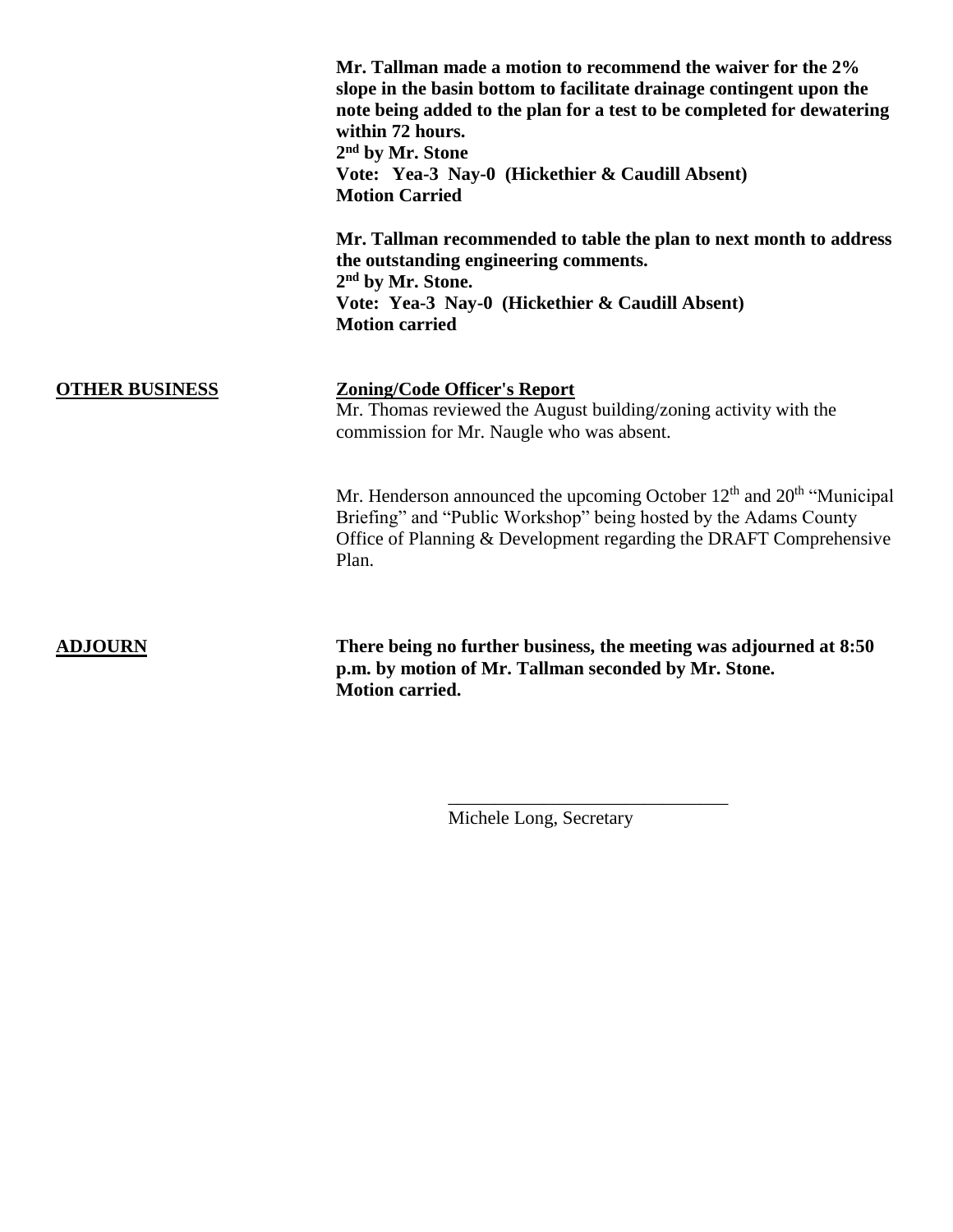**Mr. Tallman made a motion to recommend the waiver for the 2% slope in the basin bottom to facilitate drainage contingent upon the note being added to the plan for a test to be completed for dewatering within 72 hours.**
**2nd by Mr. Stone**
**Vote: Yea-3 Nay-0 (Hickethier & Caudill Absent)**
**Motion Carried**

**Mr. Tallman recommended to table the plan to next month to address the outstanding engineering comments.**
**2nd by Mr. Stone.**
**Vote: Yea-3 Nay-0 (Hickethier & Caudill Absent)**
**Motion carried**

**OTHER BUSINESS**

**Zoning/Code Officer's Report**
Mr. Thomas reviewed the August building/zoning activity with the commission for Mr. Naugle who was absent.

Mr. Henderson announced the upcoming October 12th and 20th "Municipal Briefing" and "Public Workshop" being hosted by the Adams County Office of Planning & Development regarding the DRAFT Comprehensive Plan.

**ADJOURN**

**There being no further business, the meeting was adjourned at 8:50 p.m. by motion of Mr. Tallman seconded by Mr. Stone. Motion carried.**

______________________________
Michele Long, Secretary